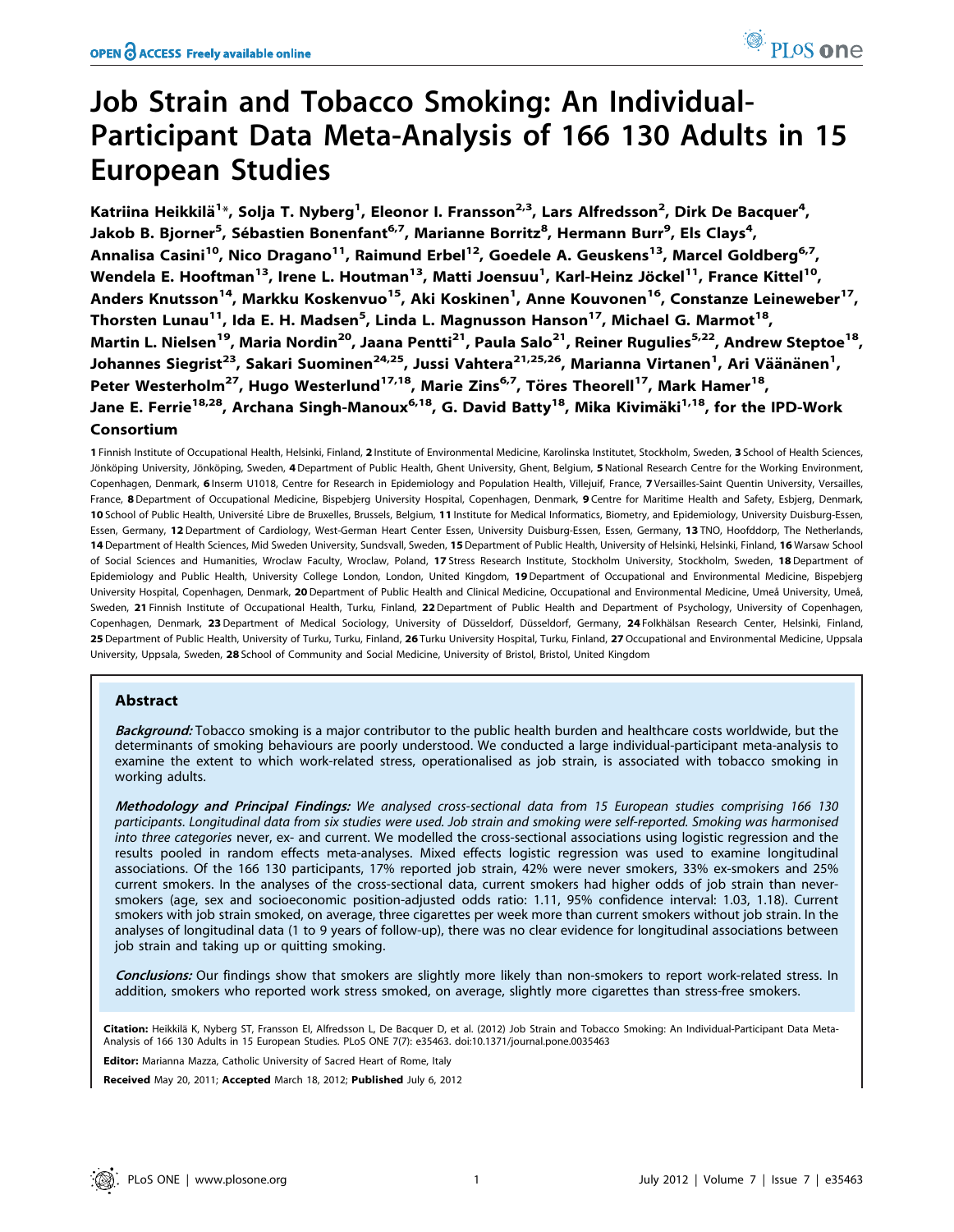# Job Strain and Tobacco Smoking: An Individual-Participant Data Meta-Analysis of 166 130 Adults in 15 European Studies

Katriina Heikkilä[1]*, Solja T. Nyberg[1], Eleonor I. Fransson[2,3], Lars Alfredsson[2], Dirk De Bacquer[4], Jakob B. Bjorner[5], Sébastien Bonenfant[6,7], Marianne Borritz[8], Hermann Burr[9], Els Clays[4], Annalisa Casini[10], Nico Dragano[11], Raimund Erbel[12], Goedele A. Geuskens[13], Marcel Goldberg[6,7], Wendela E. Hooftman[13], Irene L. Houtman[13], Matti Joensuu[1], Karl-Heinz Jöckel[11], France Kittel[10], Anders Knutsson[14], Markku Koskenvuo[15], Aki Koskinen[1], Anne Kouvonen[16], Constanze Leineweber[17], Thorsten Lunau[11], Ida E. H. Madsen[5], Linda L. Magnusson Hanson[17], Michael G. Marmot[18], Martin L. Nielsen[19], Maria Nordin[20], Jaana Pentti[21], Paula Salo[21], Reiner Rugulies[5,22], Andrew Steptoe[18], Johannes Siegrist[23], Sakari Suominen[24,25], Jussi Vahtera[21,25,26], Marianna Virtanen[1], Ari Väänänen[1], Peter Westerholm[27], Hugo Westerlund[17,18], Marie Zins[6,7], Töres Theorell[17], Mark Hamer[18], Jane E. Ferrie[18,28], Archana Singh-Manoux[6,18], G. David Batty[18], Mika Kivimäki[1,18], for the IPD-Work Consortium

**1** Finnish Institute of Occupational Health, Helsinki, Finland, **2** Institute of Environmental Medicine, Karolinska Institutet, Stockholm, Sweden, **3** School of Health Sciences, Jönköping University, Jönköping, Sweden, **4** Department of Public Health, Ghent University, Ghent, Belgium, **5** National Research Centre for the Working Environment, Copenhagen, Denmark, **6** Inserm U1018, Centre for Research in Epidemiology and Population Health, Villejuif, France, **7** Versailles-Saint Quentin University, Versailles, France, **8** Department of Occupational Medicine, Bispebjerg University Hospital, Copenhagen, Denmark, **9** Centre for Maritime Health and Safety, Esbjerg, Denmark, **10** School of Public Health, Université Libre de Bruxelles, Brussels, Belgium, **11** Institute for Medical Informatics, Biometry, and Epidemiology, University Duisburg-Essen, Essen, Germany, **12** Department of Cardiology, West-German Heart Center Essen, University Duisburg-Essen, Essen, Germany, **13** TNO, Hoofddorp, The Netherlands, **14** Department of Health Sciences, Mid Sweden University, Sundsvall, Sweden, **15** Department of Public Health, University of Helsinki, Helsinki, Finland, **16** Warsaw School of Social Sciences and Humanities, Wroclaw Faculty, Wroclaw, Poland, **17** Stress Research Institute, Stockholm University, Stockholm, Sweden, **18** Department of Epidemiology and Public Health, University College London, London, United Kingdom, **19** Department of Occupational and Environmental Medicine, Bispebjerg University Hospital, Copenhagen, Denmark, **20** Department of Public Health and Clinical Medicine, Occupational and Environmental Medicine, Umeå University, Umeå, Sweden, **21** Finnish Institute of Occupational Health, Turku, Finland, **22** Department of Public Health and Department of Psychology, University of Copenhagen, Copenhagen, Denmark, **23** Department of Medical Sociology, University of Düsseldorf, Düsseldorf, Germany, **24** Folkhälsan Research Center, Helsinki, Finland, **25** Department of Public Health, University of Turku, Turku, Finland, **26** Turku University Hospital, Turku, Finland, **27** Occupational and Environmental Medicine, Uppsala University, Uppsala, Sweden, **28** School of Community and Social Medicine, University of Bristol, Bristol, United Kingdom

## Abstract

***Background:*** Tobacco smoking is a major contributor to the public health burden and healthcare costs worldwide, but the determinants of smoking behaviours are poorly understood. We conducted a large individual-participant meta-analysis to examine the extent to which work-related stress, operationalised as job strain, is associated with tobacco smoking in working adults.

***Methodology and Principal Findings:*** *We analysed cross-sectional data from 15 European studies comprising 166 130 participants. Longitudinal data from six studies were used. Job strain and smoking were self-reported. Smoking was harmonised into three categories* never, ex- and current. We modelled the cross-sectional associations using logistic regression and the results pooled in random effects meta-analyses. Mixed effects logistic regression was used to examine longitudinal associations. Of the 166 130 participants, 17% reported job strain, 42% were never smokers, 33% ex-smokers and 25% current smokers. In the analyses of the cross-sectional data, current smokers had higher odds of job strain than never-smokers (age, sex and socioeconomic position-adjusted odds ratio: 1.11, 95% confidence interval: 1.03, 1.18). Current smokers with job strain smoked, on average, three cigarettes per week more than current smokers without job strain. In the analyses of longitudinal data (1 to 9 years of follow-up), there was no clear evidence for longitudinal associations between job strain and taking up or quitting smoking.

***Conclusions:*** Our findings show that smokers are slightly more likely than non-smokers to report work-related stress. In addition, smokers who reported work stress smoked, on average, slightly more cigarettes than stress-free smokers.

**Citation:** Heikkilä K, Nyberg ST, Fransson EI, Alfredsson L, De Bacquer D, et al. (2012) Job Strain and Tobacco Smoking: An Individual-Participant Data Meta-Analysis of 166 130 Adults in 15 European Studies. PLoS ONE 7(7): e35463. doi:10.1371/journal.pone.0035463

**Editor:** Marianna Mazza, Catholic University of Sacred Heart of Rome, Italy

**Received** May 20, 2011; **Accepted** March 18, 2012; **Published** July 6, 2012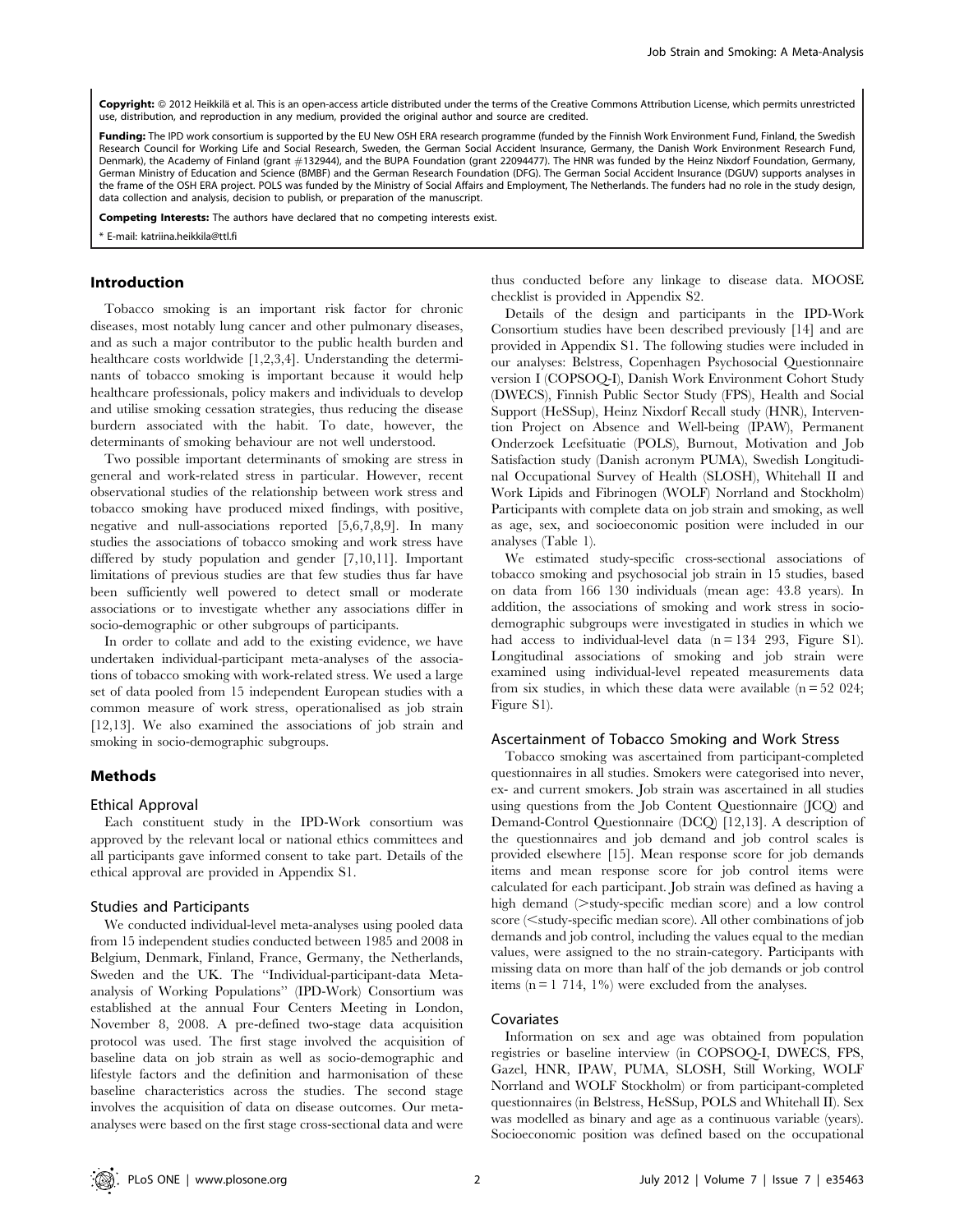**Copyright:** © 2012 Heikkilä et al. This is an open-access article distributed under the terms of the Creative Commons Attribution License, which permits unrestricted use, distribution, and reproduction in any medium, provided the original author and source are credited.

**Funding:** The IPD work consortium is supported by the EU New OSH ERA research programme (funded by the Finnish Work Environment Fund, Finland, the Swedish Research Council for Working Life and Social Research, Sweden, the German Social Accident Insurance, Germany, the Danish Work Environment Research Fund, Denmark), the Academy of Finland (grant #132944), and the BUPA Foundation (grant 22094477). The HNR was funded by the Heinz Nixdorf Foundation, Germany, German Ministry of Education and Science (BMBF) and the German Research Foundation (DFG). The German Social Accident Insurance (DGUV) supports analyses in the frame of the OSH ERA project. POLS was funded by the Ministry of Social Affairs and Employment, The Netherlands. The funders had no role in the study design, data collection and analysis, decision to publish, or preparation of the manuscript.

**Competing Interests:** The authors have declared that no competing interests exist.

* E-mail: katriina.heikkila@ttl.fi

## Introduction

Tobacco smoking is an important risk factor for chronic diseases, most notably lung cancer and other pulmonary diseases, and as such a major contributor to the public health burden and healthcare costs worldwide [1,2,3,4]. Understanding the determinants of tobacco smoking is important because it would help healthcare professionals, policy makers and individuals to develop and utilise smoking cessation strategies, thus reducing the disease burdern associated with the habit. To date, however, the determinants of smoking behaviour are not well understood.

Two possible important determinants of smoking are stress in general and work-related stress in particular. However, recent observational studies of the relationship between work stress and tobacco smoking have produced mixed findings, with positive, negative and null-associations reported [5,6,7,8,9]. In many studies the associations of tobacco smoking and work stress have differed by study population and gender [7,10,11]. Important limitations of previous studies are that few studies thus far have been sufficiently well powered to detect small or moderate associations or to investigate whether any associations differ in socio-demographic or other subgroups of participants.

In order to collate and add to the existing evidence, we have undertaken individual-participant meta-analyses of the associations of tobacco smoking with work-related stress. We used a large set of data pooled from 15 independent European studies with a common measure of work stress, operationalised as job strain [12,13]. We also examined the associations of job strain and smoking in socio-demographic subgroups.

## Methods

### Ethical Approval

Each constituent study in the IPD-Work consortium was approved by the relevant local or national ethics committees and all participants gave informed consent to take part. Details of the ethical approval are provided in Appendix S1.

### Studies and Participants

We conducted individual-level meta-analyses using pooled data from 15 independent studies conducted between 1985 and 2008 in Belgium, Denmark, Finland, France, Germany, the Netherlands, Sweden and the UK. The "Individual-participant-data Meta-analysis of Working Populations" (IPD-Work) Consortium was established at the annual Four Centers Meeting in London, November 8, 2008. A pre-defined two-stage data acquisition protocol was used. The first stage involved the acquisition of baseline data on job strain as well as socio-demographic and lifestyle factors and the definition and harmonisation of these baseline characteristics across the studies. The second stage involves the acquisition of data on disease outcomes. Our meta-analyses were based on the first stage cross-sectional data and were thus conducted before any linkage to disease data. MOOSE checklist is provided in Appendix S2.

Details of the design and participants in the IPD-Work Consortium studies have been described previously [14] and are provided in Appendix S1. The following studies were included in our analyses: Belstress, Copenhagen Psychosocial Questionnaire version I (COPSOQ-I), Danish Work Environment Cohort Study (DWECS), Finnish Public Sector Study (FPS), Health and Social Support (HeSSup), Heinz Nixdorf Recall study (HNR), Intervention Project on Absence and Well-being (IPAW), Permanent Onderzoek Leefsituatie (POLS), Burnout, Motivation and Job Satisfaction study (Danish acronym PUMA), Swedish Longitudinal Occupational Survey of Health (SLOSH), Whitehall II and Work Lipids and Fibrinogen (WOLF Norrland and Stockholm) Participants with complete data on job strain and smoking, as well as age, sex, and socioeconomic position were included in our analyses (Table 1).

We estimated study-specific cross-sectional associations of tobacco smoking and psychosocial job strain in 15 studies, based on data from 166 130 individuals (mean age: 43.8 years). In addition, the associations of smoking and work stress in socio-demographic subgroups were investigated in studies in which we had access to individual-level data (n = 134 293, Figure S1). Longitudinal associations of smoking and job strain were examined using individual-level repeated measurements data from six studies, in which these data were available (n = 52 024; Figure S1).

### Ascertainment of Tobacco Smoking and Work Stress

Tobacco smoking was ascertained from participant-completed questionnaires in all studies. Smokers were categorised into never, ex- and current smokers. Job strain was ascertained in all studies using questions from the Job Content Questionnaire (JCQ) and Demand-Control Questionnaire (DCQ) [12,13]. A description of the questionnaires and job demand and job control scales is provided elsewhere [15]. Mean response score for job demands items and mean response score for job control items were calculated for each participant. Job strain was defined as having a high demand (>study-specific median score) and a low control score (<study-specific median score). All other combinations of job demands and job control, including the values equal to the median values, were assigned to the no strain-category. Participants with missing data on more than half of the job demands or job control items (n = 1 714, 1%) were excluded from the analyses.

### Covariates

Information on sex and age was obtained from population registries or baseline interview (in COPSOQ-I, DWECS, FPS, Gazel, HNR, IPAW, PUMA, SLOSH, Still Working, WOLF Norrland and WOLF Stockholm) or from participant-completed questionnaires (in Belstress, HeSSup, POLS and Whitehall II). Sex was modelled as binary and age as a continuous variable (years). Socioeconomic position was defined based on the occupational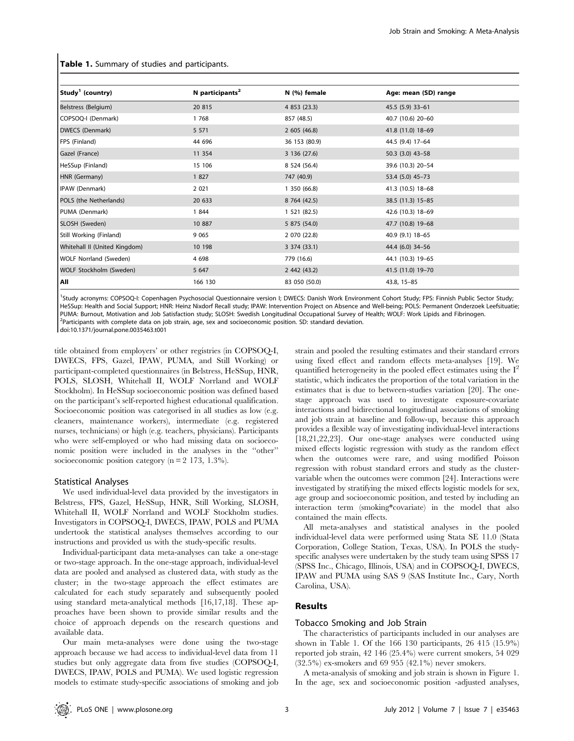**Table 1.** Summary of studies and participants.

| Study[1] (country) | N participants[2] | N (%) female | Age: mean (SD) range |
|---|---|---|---|
| Belstress (Belgium) | 20 815 | 4 853 (23.3) | 45.5 (5.9) 33–61 |
| COPSOQ-I (Denmark) | 1 768 | 857 (48.5) | 40.7 (10.6) 20–60 |
| DWECS (Denmark) | 5 571 | 2 605 (46.8) | 41.8 (11.0) 18–69 |
| FPS (Finland) | 44 696 | 36 153 (80.9) | 44.5 (9.4) 17–64 |
| Gazel (France) | 11 354 | 3 136 (27.6) | 50.3 (3.0) 43–58 |
| HeSSup (Finland) | 15 106 | 8 524 (56.4) | 39.6 (10.3) 20–54 |
| HNR (Germany) | 1 827 | 747 (40.9) | 53.4 (5.0) 45–73 |
| IPAW (Denmark) | 2 021 | 1 350 (66.8) | 41.3 (10.5) 18–68 |
| POLS (the Netherlands) | 20 633 | 8 764 (42.5) | 38.5 (11.3) 15–85 |
| PUMA (Denmark) | 1 844 | 1 521 (82.5) | 42.6 (10.3) 18–69 |
| SLOSH (Sweden) | 10 887 | 5 875 (54.0) | 47.7 (10.8) 19–68 |
| Still Working (Finland) | 9 065 | 2 070 (22.8) | 40.9 (9.1) 18–65 |
| Whitehall II (United Kingdom) | 10 198 | 3 374 (33.1) | 44.4 (6.0) 34–56 |
| WOLF Norrland (Sweden) | 4 698 | 779 (16.6) | 44.1 (10.3) 19–65 |
| WOLF Stockholm (Sweden) | 5 647 | 2 442 (43.2) | 41.5 (11.0) 19–70 |
| **All** | 166 130 | 83 050 (50.0) | 43.8, 15–85 |

[1]Study acronyms: COPSOQ-I: Copenhagen Psychosocial Questionnaire version I; DWECS: Danish Work Environment Cohort Study; FPS: Finnish Public Sector Study; HeSSup: Health and Social Support; HNR: Heinz Nixdorf Recall study; IPAW: Intervention Project on Absence and Well-being; POLS: Permanent Onderzoek Leefsituatie; PUMA: Burnout, Motivation and Job Satisfaction study; SLOSH: Swedish Longitudinal Occupational Survey of Health; WOLF: Work Lipids and Fibrinogen.
[2]Participants with complete data on job strain, age, sex and socioeconomic position. SD: standard deviation.
doi:10.1371/journal.pone.0035463.t001

title obtained from employers' or other registries (in COPSOQ-I, DWECS, FPS, Gazel, IPAW, PUMA, and Still Working) or participant-completed questionnaires (in Belstress, HeSSup, HNR, POLS, SLOSH, Whitehall II, WOLF Norrland and WOLF Stockholm). In HeSSup socioeconomic position was defined based on the participant's self-reported highest educational qualification. Socioeconomic position was categorised in all studies as low (e.g. cleaners, maintenance workers), intermediate (e.g. registered nurses, technicians) or high (e.g. teachers, physicians). Participants who were self-employed or who had missing data on socioeconomic position were included in the analyses in the "other" socioeconomic position category (n = 2 173, 1.3%).

### Statistical Analyses

We used individual-level data provided by the investigators in Belstress, FPS, Gazel, HeSSup, HNR, Still Working, SLOSH, Whitehall II, WOLF Norrland and WOLF Stockholm studies. Investigators in COPSOQ-I, DWECS, IPAW, POLS and PUMA undertook the statistical analyses themselves according to our instructions and provided us with the study-specific results.

Individual-participant data meta-analyses can take a one-stage or two-stage approach. In the one-stage approach, individual-level data are pooled and analysed as clustered data, with study as the cluster; in the two-stage approach the effect estimates are calculated for each study separately and subsequently pooled using standard meta-analytical methods [16,17,18]. These approaches have been shown to provide similar results and the choice of approach depends on the research questions and available data.

Our main meta-analyses were done using the two-stage approach because we had access to individual-level data from 11 studies but only aggregate data from five studies (COPSOQ-I, DWECS, IPAW, POLS and PUMA). We used logistic regression models to estimate study-specific associations of smoking and job strain and pooled the resulting estimates and their standard errors using fixed effect and random effects meta-analyses [19]. We quantified heterogeneity in the pooled effect estimates using the $I^2$ statistic, which indicates the proportion of the total variation in the estimates that is due to between-studies variation [20]. The one-stage approach was used to investigate exposure-covariate interactions and bidirectional longitudinal associations of smoking and job strain at baseline and follow-up, because this approach provides a flexible way of investigating individual-level interactions [18,21,22,23]. Our one-stage analyses were conducted using mixed effects logistic regression with study as the random effect when the outcomes were rare, and using modified Poisson regression with robust standard errors and study as the cluster-variable when the outcomes were common [24]. Interactions were investigated by stratifying the mixed effects logistic models for sex, age group and socioeconomic position, and tested by including an interaction term (smoking*covariate) in the model that also contained the main effects.

All meta-analyses and statistical analyses in the pooled individual-level data were performed using Stata SE 11.0 (Stata Corporation, College Station, Texas, USA). In POLS the study-specific analyses were undertaken by the study team using SPSS 17 (SPSS Inc., Chicago, Illinois, USA) and in COPSOQ-I, DWECS, IPAW and PUMA using SAS 9 (SAS Institute Inc., Cary, North Carolina, USA).

## Results

### Tobacco Smoking and Job Strain

The characteristics of participants included in our analyses are shown in Table 1. Of the 166 130 participants, 26 415 (15.9%) reported job strain, 42 146 (25.4%) were current smokers, 54 029 (32.5%) ex-smokers and 69 955 (42.1%) never smokers.

A meta-analysis of smoking and job strain is shown in Figure 1. In the age, sex and socioeconomic position -adjusted analyses,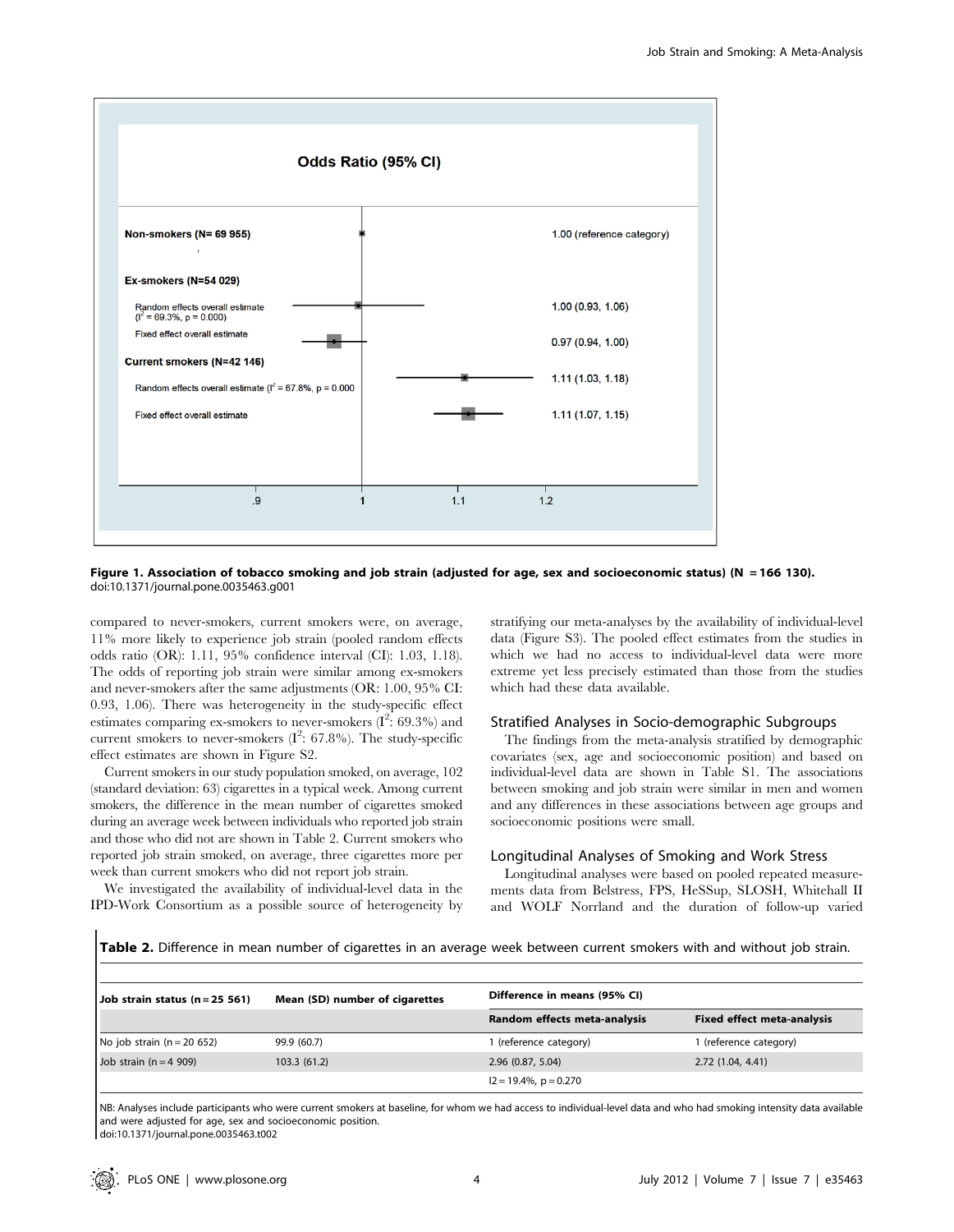Figure 1. Association of tobacco smoking and job strain (adjusted for age, sex and socioeconomic status) (N = 166 130).
doi:10.1371/journal.pone.0035463.g001

compared to never-smokers, current smokers were, on average, 11% more likely to experience job strain (pooled random effects odds ratio (OR): 1.11, 95% confidence interval (CI): 1.03, 1.18). The odds of reporting job strain were similar among ex-smokers and never-smokers after the same adjustments (OR: 1.00, 95% CI: 0.93, 1.06). There was heterogeneity in the study-specific effect estimates comparing ex-smokers to never-smokers ($I^2$: 69.3%) and current smokers to never-smokers ($I^2$: 67.8%). The study-specific effect estimates are shown in Figure S2.

Current smokers in our study population smoked, on average, 102 (standard deviation: 63) cigarettes in a typical week. Among current smokers, the difference in the mean number of cigarettes smoked during an average week between individuals who reported job strain and those who did not are shown in Table 2. Current smokers who reported job strain smoked, on average, three cigarettes more per week than current smokers who did not report job strain.

We investigated the availability of individual-level data in the IPD-Work Consortium as a possible source of heterogeneity by stratifying our meta-analyses by the availability of individual-level data (Figure S3). The pooled effect estimates from the studies in which we had no access to individual-level data were more extreme yet less precisely estimated than those from the studies which had these data available.

## Stratified Analyses in Socio-demographic Subgroups

The findings from the meta-analysis stratified by demographic covariates (sex, age and socioeconomic position) and based on individual-level data are shown in Table S1. The associations between smoking and job strain were similar in men and women and any differences in these associations between age groups and socioeconomic positions were small.

## Longitudinal Analyses of Smoking and Work Stress

Longitudinal analyses were based on pooled repeated measurements data from Belstress, FPS, HeSSup, SLOSH, Whitehall II and WOLF Norrland and the duration of follow-up varied

**Table 2.** Difference in mean number of cigarettes in an average week between current smokers with and without job strain.

| Job strain status (n = 25 561) | Mean (SD) number of cigarettes | Difference in means (95% CI) | |
|---|---|---|---|
| | | Random effects meta-analysis | Fixed effect meta-analysis |
| No job strain (n = 20 652) | 99.9 (60.7) | 1 (reference category) | 1 (reference category) |
| Job strain (n = 4 909) | 103.3 (61.2) | 2.96 (0.87, 5.04) | 2.72 (1.04, 4.41) |
| | | I2 = 19.4%, p = 0.270 | |

NB: Analyses include participants who were current smokers at baseline, for whom we had access to individual-level data and who had smoking intensity data available and were adjusted for age, sex and socioeconomic position.
doi:10.1371/journal.pone.0035463.t002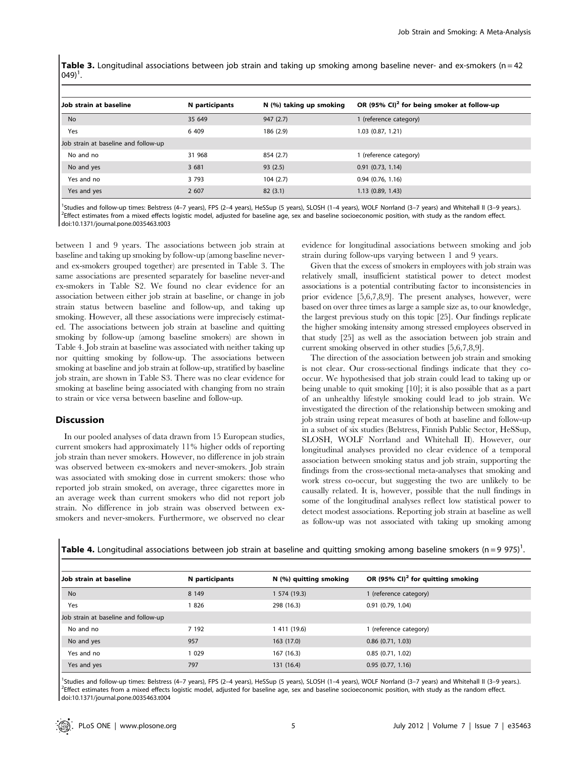**Table 3.** Longitudinal associations between job strain and taking up smoking among baseline never- and ex-smokers (n = 42 049)[1].

| Job strain at baseline | N participants | N (%) taking up smoking | OR (95% CI)[2] for being smoker at follow-up |
|---|---|---|---|
| No | 35 649 | 947 (2.7) | 1 (reference category) |
| Yes | 6 409 | 186 (2.9) | 1.03 (0.87, 1.21) |
| Job strain at baseline and follow-up | | | |
| No and no | 31 968 | 854 (2.7) | 1 (reference category) |
| No and yes | 3 681 | 93 (2.5) | 0.91 (0.73, 1.14) |
| Yes and no | 3 793 | 104 (2.7) | 0.94 (0.76, 1.16) |
| Yes and yes | 2 607 | 82 (3.1) | 1.13 (0.89, 1.43) |

[1]Studies and follow-up times: Belstress (4–7 years), FPS (2–4 years), HeSSup (5 years), SLOSH (1–4 years), WOLF Norrland (3–7 years) and Whitehall II (3–9 years.).
[2]Effect estimates from a mixed effects logistic model, adjusted for baseline age, sex and baseline socioeconomic position, with study as the random effect.
doi:10.1371/journal.pone.0035463.t003

between 1 and 9 years. The associations between job strain at baseline and taking up smoking by follow-up (among baseline never- and ex-smokers grouped together) are presented in Table 3. The same associations are presented separately for baseline never-and ex-smokers in Table S2. We found no clear evidence for an association between either job strain at baseline, or change in job strain status between baseline and follow-up, and taking up smoking. However, all these associations were imprecisely estimated. The associations between job strain at baseline and quitting smoking by follow-up (among baseline smokers) are shown in Table 4. Job strain at baseline was associated with neither taking up nor quitting smoking by follow-up. The associations between smoking at baseline and job strain at follow-up, stratified by baseline job strain, are shown in Table S3. There was no clear evidence for smoking at baseline being associated with changing from no strain to strain or vice versa between baseline and follow-up.

## Discussion

In our pooled analyses of data drawn from 15 European studies, current smokers had approximately 11% higher odds of reporting job strain than never smokers. However, no difference in job strain was observed between ex-smokers and never-smokers. Job strain was associated with smoking dose in current smokers: those who reported job strain smoked, on average, three cigarettes more in an average week than current smokers who did not report job strain. No difference in job strain was observed between ex-smokers and never-smokers. Furthermore, we observed no clear evidence for longitudinal associations between smoking and job strain during follow-ups varying between 1 and 9 years.

Given that the excess of smokers in employees with job strain was relatively small, insufficient statistical power to detect modest associations is a potential contributing factor to inconsistencies in prior evidence [5,6,7,8,9]. The present analyses, however, were based on over three times as large a sample size as, to our knowledge, the largest previous study on this topic [25]. Our findings replicate the higher smoking intensity among stressed employees observed in that study [25] as well as the association between job strain and current smoking observed in other studies [5,6,7,8,9].

The direction of the association between job strain and smoking is not clear. Our cross-sectional findings indicate that they co-occur. We hypothesised that job strain could lead to taking up or being unable to quit smoking [10]; it is also possible that as a part of an unhealthy lifestyle smoking could lead to job strain. We investigated the direction of the relationship between smoking and job strain using repeat measures of both at baseline and follow-up in a subset of six studies (Belstress, Finnish Public Sector, HeSSup, SLOSH, WOLF Norrland and Whitehall II). However, our longitudinal analyses provided no clear evidence of a temporal association between smoking status and job strain, supporting the findings from the cross-sectional meta-analyses that smoking and work stress co-occur, but suggesting the two are unlikely to be causally related. It is, however, possible that the null findings in some of the longitudinal analyses reflect low statistical power to detect modest associations. Reporting job strain at baseline as well as follow-up was not associated with taking up smoking among

**Table 4.** Longitudinal associations between job strain at baseline and quitting smoking among baseline smokers (n = 9 975)[1].

| Job strain at baseline | N participants | N (%) quitting smoking | OR (95% CI)[2] for quitting smoking |
|---|---|---|---|
| No | 8 149 | 1 574 (19.3) | 1 (reference category) |
| Yes | 1 826 | 298 (16.3) | 0.91 (0.79, 1.04) |
| Job strain at baseline and follow-up | | | |
| No and no | 7 192 | 1 411 (19.6) | 1 (reference category) |
| No and yes | 957 | 163 (17.0) | 0.86 (0.71, 1.03) |
| Yes and no | 1 029 | 167 (16.3) | 0.85 (0.71, 1.02) |
| Yes and yes | 797 | 131 (16.4) | 0.95 (0.77, 1.16) |

[1]Studies and follow-up times: Belstress (4–7 years), FPS (2–4 years), HeSSup (5 years), SLOSH (1–4 years), WOLF Norrland (3–7 years) and Whitehall II (3–9 years.).
[2]Effect estimates from a mixed effects logistic model, adjusted for baseline age, sex and baseline socioeconomic position, with study as the random effect.
doi:10.1371/journal.pone.0035463.t004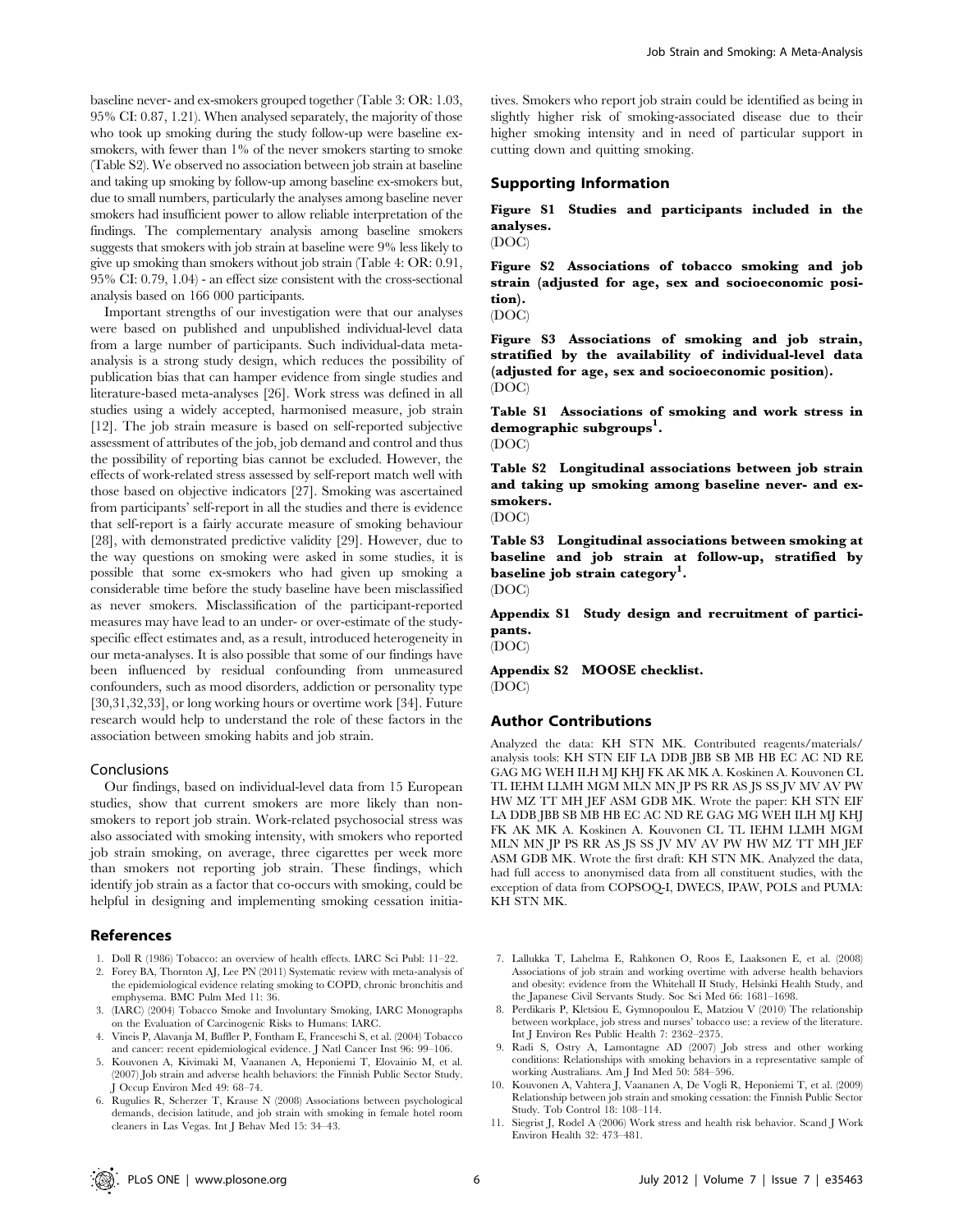baseline never- and ex-smokers grouped together (Table 3: OR: 1.03, 95% CI: 0.87, 1.21). When analysed separately, the majority of those who took up smoking during the study follow-up were baseline ex-smokers, with fewer than 1% of the never smokers starting to smoke (Table S2). We observed no association between job strain at baseline and taking up smoking by follow-up among baseline ex-smokers but, due to small numbers, particularly the analyses among baseline never smokers had insufficient power to allow reliable interpretation of the findings. The complementary analysis among baseline smokers suggests that smokers with job strain at baseline were 9% less likely to give up smoking than smokers without job strain (Table 4: OR: 0.91, 95% CI: 0.79, 1.04) - an effect size consistent with the cross-sectional analysis based on 166 000 participants.

Important strengths of our investigation were that our analyses were based on published and unpublished individual-level data from a large number of participants. Such individual-data meta-analysis is a strong study design, which reduces the possibility of publication bias that can hamper evidence from single studies and literature-based meta-analyses [26]. Work stress was defined in all studies using a widely accepted, harmonised measure, job strain [12]. The job strain measure is based on self-reported subjective assessment of attributes of the job, job demand and control and thus the possibility of reporting bias cannot be excluded. However, the effects of work-related stress assessed by self-report match well with those based on objective indicators [27]. Smoking was ascertained from participants' self-report in all the studies and there is evidence that self-report is a fairly accurate measure of smoking behaviour [28], with demonstrated predictive validity [29]. However, due to the way questions on smoking were asked in some studies, it is possible that some ex-smokers who had given up smoking a considerable time before the study baseline have been misclassified as never smokers. Misclassification of the participant-reported measures may have lead to an under- or over-estimate of the study-specific effect estimates and, as a result, introduced heterogeneity in our meta-analyses. It is also possible that some of our findings have been influenced by residual confounding from unmeasured confounders, such as mood disorders, addiction or personality type [30,31,32,33], or long working hours or overtime work [34]. Future research would help to understand the role of these factors in the association between smoking habits and job strain.

### Conclusions

Our findings, based on individual-level data from 15 European studies, show that current smokers are more likely than non-smokers to report job strain. Work-related psychosocial stress was also associated with smoking intensity, with smokers who reported job strain smoking, on average, three cigarettes per week more than smokers not reporting job strain. These findings, which identify job strain as a factor that co-occurs with smoking, could be helpful in designing and implementing smoking cessation initiatives. Smokers who report job strain could be identified as being in slightly higher risk of smoking-associated disease due to their higher smoking intensity and in need of particular support in cutting down and quitting smoking.

## Supporting Information

**Figure S1 Studies and participants included in the analyses.**
(DOC)

**Figure S2 Associations of tobacco smoking and job strain (adjusted for age, sex and socioeconomic position).**
(DOC)

**Figure S3 Associations of smoking and job strain, stratified by the availability of individual-level data (adjusted for age, sex and socioeconomic position).**
(DOC)

**Table S1 Associations of smoking and work stress in demographic subgroups[1].**
(DOC)

**Table S2 Longitudinal associations between job strain and taking up smoking among baseline never- and ex-smokers.**
(DOC)

**Table S3 Longitudinal associations between smoking at baseline and job strain at follow-up, stratified by baseline job strain category[1].**
(DOC)

**Appendix S1 Study design and recruitment of participants.**
(DOC)

**Appendix S2 MOOSE checklist.**
(DOC)

## Author Contributions

Analyzed the data: KH STN MK. Contributed reagents/materials/analysis tools: KH STN EIF LA DDB JBB SB MB HB EC AC ND RE GAG MG WEH ILH MJ KHJ FK AK MK A. Koskinen A. Kouvonen CL TL IEHM LLMH MGM MLN MN JP PS RR AS JS SS JV MV AV PW HW MZ TT MH JEF ASM GDB MK. Wrote the paper: KH STN EIF LA DDB JBB SB MB HB EC AC ND RE GAG MG WEH ILH MJ KHJ FK AK MK A. Koskinen A. Kouvonen CL TL IEHM LLMH MGM MLN MN JP PS RR AS JS SS JV MV AV PW HW MZ TT MH JEF ASM GDB MK. Wrote the first draft: KH STN MK. Analyzed the data, had full access to anonymised data from all constituent studies, with the exception of data from COPSOQ-I, DWECS, IPAW, POLS and PUMA: KH STN MK.

## References

1. Doll R (1986) Tobacco: an overview of health effects. IARC Sci Publ: 11–22.
2. Forey BA, Thornton AJ, Lee PN (2011) Systematic review with meta-analysis of the epidemiological evidence relating smoking to COPD, chronic bronchitis and emphysema. BMC Pulm Med 11: 36.
3. (IARC) (2004) Tobacco Smoke and Involuntary Smoking, IARC Monographs on the Evaluation of Carcinogenic Risks to Humans: IARC.
4. Vineis P, Alavanja M, Buffler P, Fontham E, Franceschi S, et al. (2004) Tobacco and cancer: recent epidemiological evidence. J Natl Cancer Inst 96: 99–106.
5. Kouvonen A, Kivimaki M, Vaananen A, Heponiemi T, Elovainio M, et al. (2007) Job strain and adverse health behaviors: the Finnish Public Sector Study. J Occup Environ Med 49: 68–74.
6. Rugulies R, Scherzer T, Krause N (2008) Associations between psychological demands, decision latitude, and job strain with smoking in female hotel room cleaners in Las Vegas. Int J Behav Med 15: 34–43.
7. Lallukka T, Lahelma E, Rahkonen O, Roos E, Laaksonen E, et al. (2008) Associations of job strain and working overtime with adverse health behaviors and obesity: evidence from the Whitehall II Study, Helsinki Health Study, and the Japanese Civil Servants Study. Soc Sci Med 66: 1681–1698.
8. Perdikaris P, Kletsiou E, Gymnopoulou E, Matziou V (2010) The relationship between workplace, job stress and nurses' tobacco use: a review of the literature. Int J Environ Res Public Health 7: 2362–2375.
9. Radi S, Ostry A, Lamontagne AD (2007) Job stress and other working conditions: Relationships with smoking behaviors in a representative sample of working Australians. Am J Ind Med 50: 584–596.
10. Kouvonen A, Vahtera J, Vaananen A, De Vogli R, Heponiemi T, et al. (2009) Relationship between job strain and smoking cessation: the Finnish Public Sector Study. Tob Control 18: 108–114.
11. Siegrist J, Rodel A (2006) Work stress and health risk behavior. Scand J Work Environ Health 32: 473–481.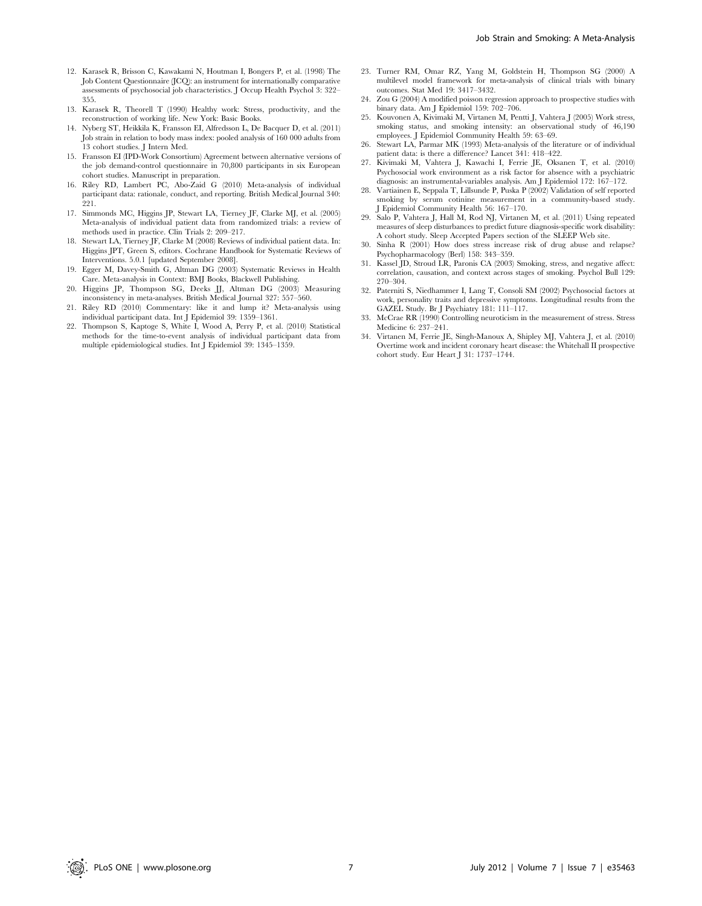12. Karasek R, Brisson C, Kawakami N, Houtman I, Bongers P, et al. (1998) The Job Content Questionnaire (JCQ): an instrument for internationally comparative assessments of psychosocial job characteristics. J Occup Health Psychol 3: 322–355.
13. Karasek R, Theorell T (1990) Healthy work: Stress, productivity, and the reconstruction of working life. New York: Basic Books.
14. Nyberg ST, Heikkila K, Fransson EI, Alfredsson L, De Bacquer D, et al. (2011) Job strain in relation to body mass index: pooled analysis of 160 000 adults from 13 cohort studies. J Intern Med.
15. Fransson EI (IPD-Work Consortium) Agreement between alternative versions of the job demand-control questionnaire in 70,800 participants in six European cohort studies. Manuscript in preparation.
16. Riley RD, Lambert PC, Abo-Zaid G (2010) Meta-analysis of individual participant data: rationale, conduct, and reporting. British Medical Journal 340: 221.
17. Simmonds MC, Higgins JP, Stewart LA, Tierney JF, Clarke MJ, et al. (2005) Meta-analysis of individual patient data from randomized trials: a review of methods used in practice. Clin Trials 2: 209–217.
18. Stewart LA, Tierney JF, Clarke M (2008) Reviews of individual patient data. In: Higgins JPT, Green S, editors. Cochrane Handbook for Systematic Reviews of Interventions. 5.0.1 [updated September 2008].
19. Egger M, Davey-Smith G, Altman DG (2003) Systematic Reviews in Health Care. Meta-analysis in Context: BMJ Books, Blackwell Publishing.
20. Higgins JP, Thompson SG, Deeks JJ, Altman DG (2003) Measuring inconsistency in meta-analyses. British Medical Journal 327: 557–560.
21. Riley RD (2010) Commentary: like it and lump it? Meta-analysis using individual participant data. Int J Epidemiol 39: 1359–1361.
22. Thompson S, Kaptoge S, White I, Wood A, Perry P, et al. (2010) Statistical methods for the time-to-event analysis of individual participant data from multiple epidemiological studies. Int J Epidemiol 39: 1345–1359.
23. Turner RM, Omar RZ, Yang M, Goldstein H, Thompson SG (2000) A multilevel model framework for meta-analysis of clinical trials with binary outcomes. Stat Med 19: 3417–3432.
24. Zou G (2004) A modified poisson regression approach to prospective studies with binary data. Am J Epidemiol 159: 702–706.
25. Kouvonen A, Kivimaki M, Virtanen M, Pentti J, Vahtera J (2005) Work stress, smoking status, and smoking intensity: an observational study of 46,190 employees. J Epidemiol Community Health 59: 63–69.
26. Stewart LA, Parmar MK (1993) Meta-analysis of the literature or of individual patient data: is there a difference? Lancet 341: 418–422.
27. Kivimaki M, Vahtera J, Kawachi I, Ferrie JE, Oksanen T, et al. (2010) Psychosocial work environment as a risk factor for absence with a psychiatric diagnosis: an instrumental-variables analysis. Am J Epidemiol 172: 167–172.
28. Vartiainen E, Seppala T, Lillsunde P, Puska P (2002) Validation of self reported smoking by serum cotinine measurement in a community-based study. J Epidemiol Community Health 56: 167–170.
29. Salo P, Vahtera J, Hall M, Rod NJ, Virtanen M, et al. (2011) Using repeated measures of sleep disturbances to predict future diagnosis-specific work disability: A cohort study. Sleep Accepted Papers section of the SLEEP Web site.
30. Sinha R (2001) How does stress increase risk of drug abuse and relapse? Psychopharmacology (Berl) 158: 343–359.
31. Kassel JD, Stroud LR, Paronis CA (2003) Smoking, stress, and negative affect: correlation, causation, and context across stages of smoking. Psychol Bull 129: 270–304.
32. Paterniti S, Niedhammer I, Lang T, Consoli SM (2002) Psychosocial factors at work, personality traits and depressive symptoms. Longitudinal results from the GAZEL Study. Br J Psychiatry 181: 111–117.
33. McCrae RR (1990) Controlling neuroticism in the measurement of stress. Stress Medicine 6: 237–241.
34. Virtanen M, Ferrie JE, Singh-Manoux A, Shipley MJ, Vahtera J, et al. (2010) Overtime work and incident coronary heart disease: the Whitehall II prospective cohort study. Eur Heart J 31: 1737–1744.